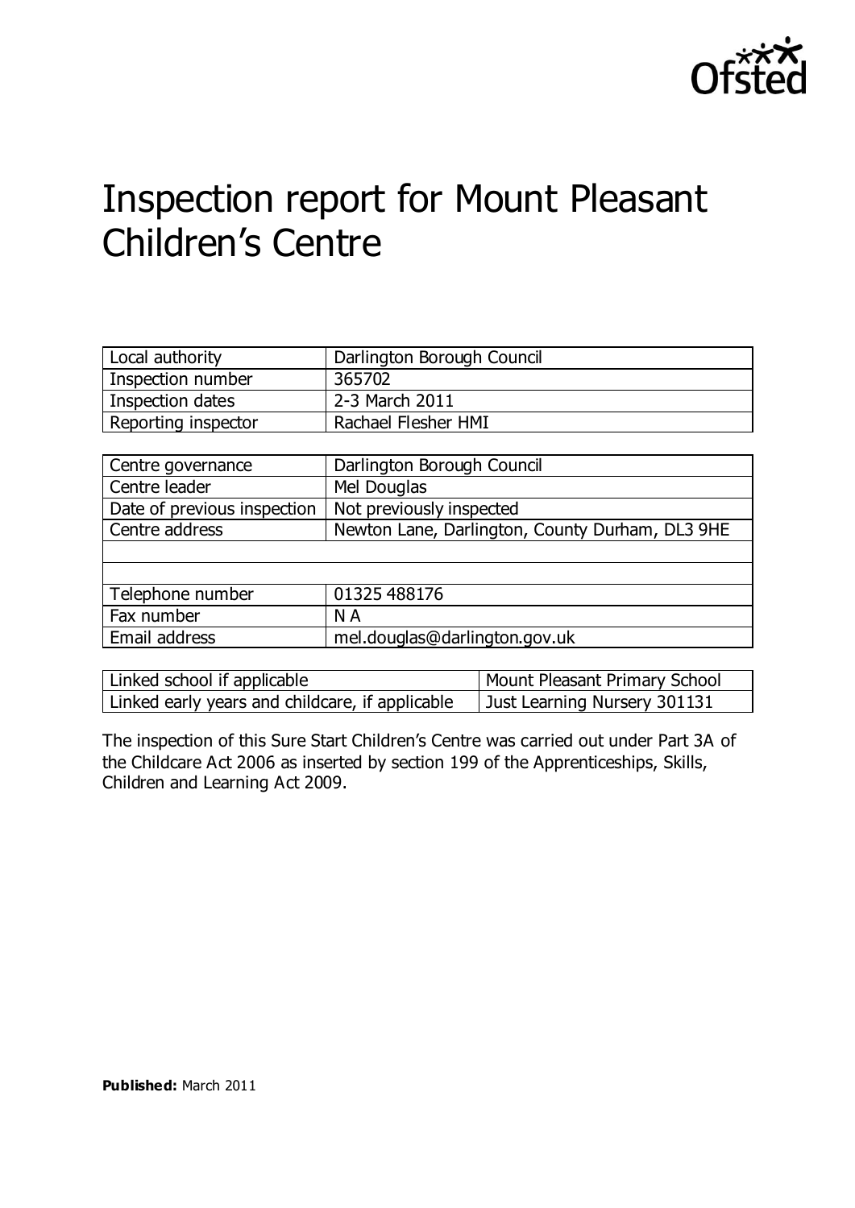Ofsted

# Inspection report for Mount Pleasant Children's Centre

| Local authority | Darlington Borough Council |
|---|---|
| Inspection number | 365702 |
| Inspection dates | 2-3 March 2011 |
| Reporting inspector | Rachael Flesher HMI |

| Centre governance | Darlington Borough Council |
|---|---|
| Centre leader | Mel Douglas |
| Date of previous inspection | Not previously inspected |
| Centre address | Newton Lane, Darlington, County Durham, DL3 9HE |
| | |
| | |
| Telephone number | 01325 488176 |
| Fax number | N A |
| Email address | mel.douglas@darlington.gov.uk |

| Linked school if applicable | Mount Pleasant Primary School |
|---|---|
| Linked early years and childcare, if applicable | Just Learning Nursery 301131 |

The inspection of this Sure Start Children's Centre was carried out under Part 3A of the Childcare Act 2006 as inserted by section 199 of the Apprenticeships, Skills, Children and Learning Act 2009.

**Published:** March 2011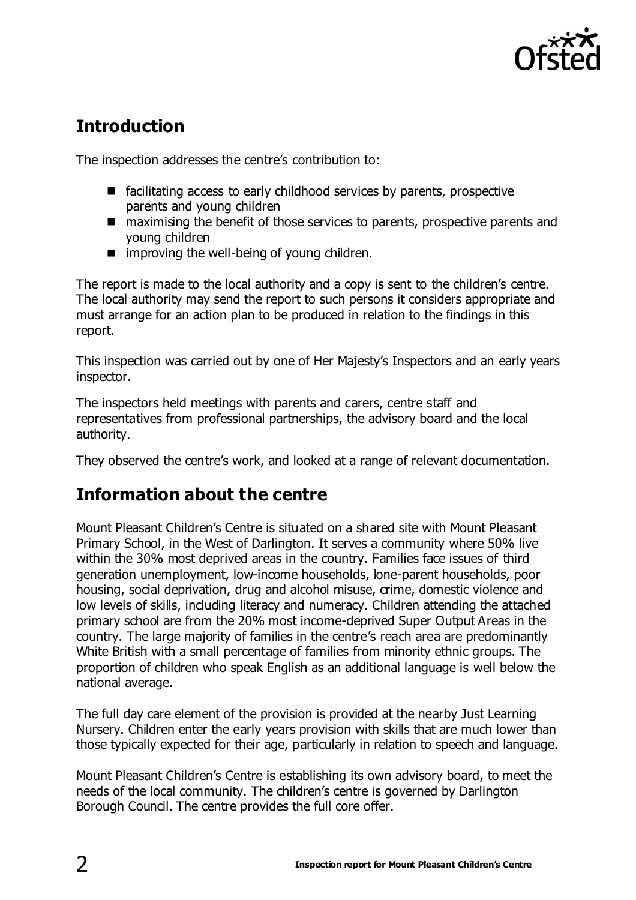## Introduction

The inspection addresses the centre's contribution to:

- facilitating access to early childhood services by parents, prospective parents and young children
- maximising the benefit of those services to parents, prospective parents and young children
- improving the well-being of young children.

The report is made to the local authority and a copy is sent to the children's centre. The local authority may send the report to such persons it considers appropriate and must arrange for an action plan to be produced in relation to the findings in this report.

This inspection was carried out by one of Her Majesty's Inspectors and an early years inspector.

The inspectors held meetings with parents and carers, centre staff and representatives from professional partnerships, the advisory board and the local authority.

They observed the centre's work, and looked at a range of relevant documentation.

## Information about the centre

Mount Pleasant Children's Centre is situated on a shared site with Mount Pleasant Primary School, in the West of Darlington. It serves a community where 50% live within the 30% most deprived areas in the country. Families face issues of third generation unemployment, low-income households, lone-parent households, poor housing, social deprivation, drug and alcohol misuse, crime, domestic violence and low levels of skills, including literacy and numeracy. Children attending the attached primary school are from the 20% most income-deprived Super Output Areas in the country. The large majority of families in the centre's reach area are predominantly White British with a small percentage of families from minority ethnic groups. The proportion of children who speak English as an additional language is well below the national average.

The full day care element of the provision is provided at the nearby Just Learning Nursery. Children enter the early years provision with skills that are much lower than those typically expected for their age, particularly in relation to speech and language.

Mount Pleasant Children's Centre is establishing its own advisory board, to meet the needs of the local community. The children's centre is governed by Darlington Borough Council. The centre provides the full core offer.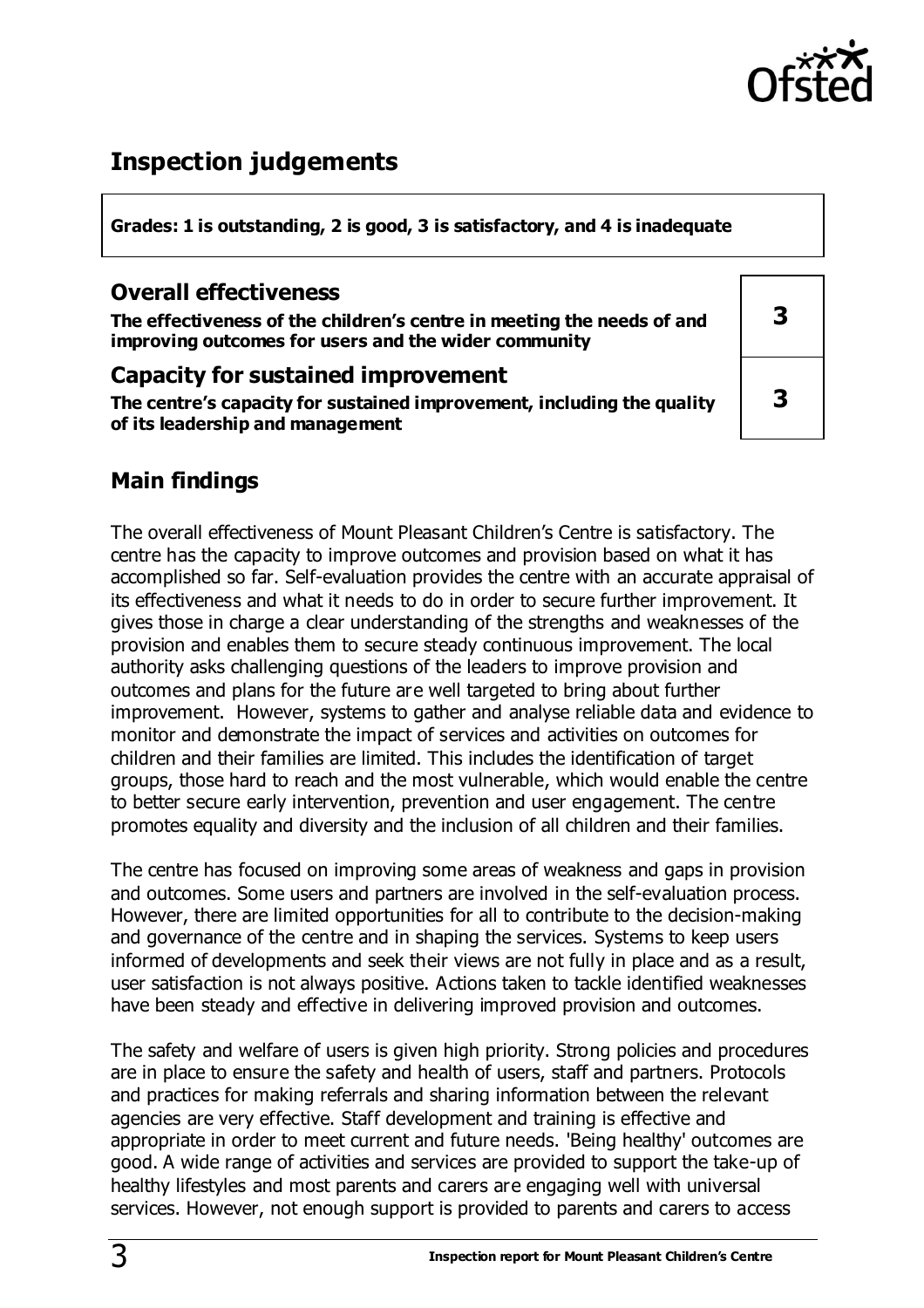## Inspection judgements

**Grades: 1 is outstanding, 2 is good, 3 is satisfactory, and 4 is inadequate**

### Overall effectiveness

| | |
|---|---|
| **The effectiveness of the children's centre in meeting the needs of and improving outcomes for users and the wider community** | **3** |

### Capacity for sustained improvement

| | |
|---|---|
| **The centre's capacity for sustained improvement, including the quality of its leadership and management** | **3** |

## Main findings

The overall effectiveness of Mount Pleasant Children's Centre is satisfactory. The centre has the capacity to improve outcomes and provision based on what it has accomplished so far. Self-evaluation provides the centre with an accurate appraisal of its effectiveness and what it needs to do in order to secure further improvement. It gives those in charge a clear understanding of the strengths and weaknesses of the provision and enables them to secure steady continuous improvement. The local authority asks challenging questions of the leaders to improve provision and outcomes and plans for the future are well targeted to bring about further improvement. However, systems to gather and analyse reliable data and evidence to monitor and demonstrate the impact of services and activities on outcomes for children and their families are limited. This includes the identification of target groups, those hard to reach and the most vulnerable, which would enable the centre to better secure early intervention, prevention and user engagement. The centre promotes equality and diversity and the inclusion of all children and their families.

The centre has focused on improving some areas of weakness and gaps in provision and outcomes. Some users and partners are involved in the self-evaluation process. However, there are limited opportunities for all to contribute to the decision-making and governance of the centre and in shaping the services. Systems to keep users informed of developments and seek their views are not fully in place and as a result, user satisfaction is not always positive. Actions taken to tackle identified weaknesses have been steady and effective in delivering improved provision and outcomes.

The safety and welfare of users is given high priority. Strong policies and procedures are in place to ensure the safety and health of users, staff and partners. Protocols and practices for making referrals and sharing information between the relevant agencies are very effective. Staff development and training is effective and appropriate in order to meet current and future needs. 'Being healthy' outcomes are good. A wide range of activities and services are provided to support the take-up of healthy lifestyles and most parents and carers are engaging well with universal services. However, not enough support is provided to parents and carers to access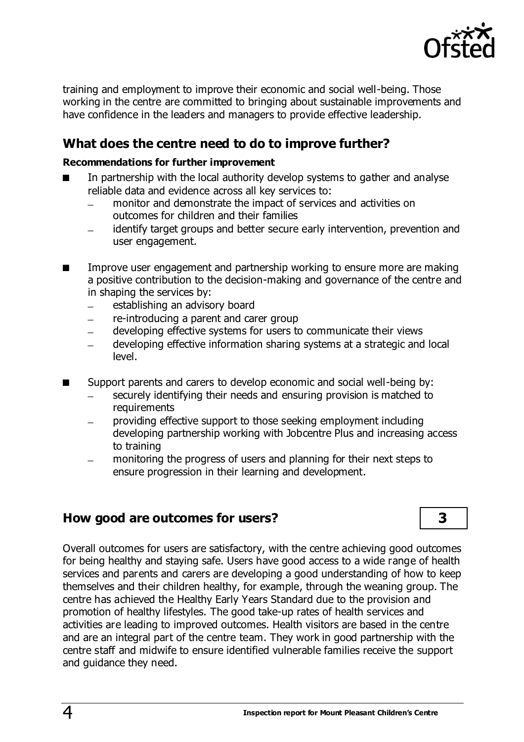training and employment to improve their economic and social well-being. Those working in the centre are committed to bringing about sustainable improvements and have confidence in the leaders and managers to provide effective leadership.

## What does the centre need to do to improve further?

**Recommendations for further improvement**

- In partnership with the local authority develop systems to gather and analyse reliable data and evidence across all key services to:
  - monitor and demonstrate the impact of services and activities on outcomes for children and their families
  - identify target groups and better secure early intervention, prevention and user engagement.

- Improve user engagement and partnership working to ensure more are making a positive contribution to the decision-making and governance of the centre and in shaping the services by:
  - establishing an advisory board
  - re-introducing a parent and carer group
  - developing effective systems for users to communicate their views
  - developing effective information sharing systems at a strategic and local level.

- Support parents and carers to develop economic and social well-being by:
  - securely identifying their needs and ensuring provision is matched to requirements
  - providing effective support to those seeking employment including developing partnership working with Jobcentre Plus and increasing access to training
  - monitoring the progress of users and planning for their next steps to ensure progression in their learning and development.

## How good are outcomes for users? **3**

Overall outcomes for users are satisfactory, with the centre achieving good outcomes for being healthy and staying safe. Users have good access to a wide range of health services and parents and carers are developing a good understanding of how to keep themselves and their children healthy, for example, through the weaning group. The centre has achieved the Healthy Early Years Standard due to the provision and promotion of healthy lifestyles. The good take-up rates of health services and activities are leading to improved outcomes. Health visitors are based in the centre and are an integral part of the centre team. They work in good partnership with the centre staff and midwife to ensure identified vulnerable families receive the support and guidance they need.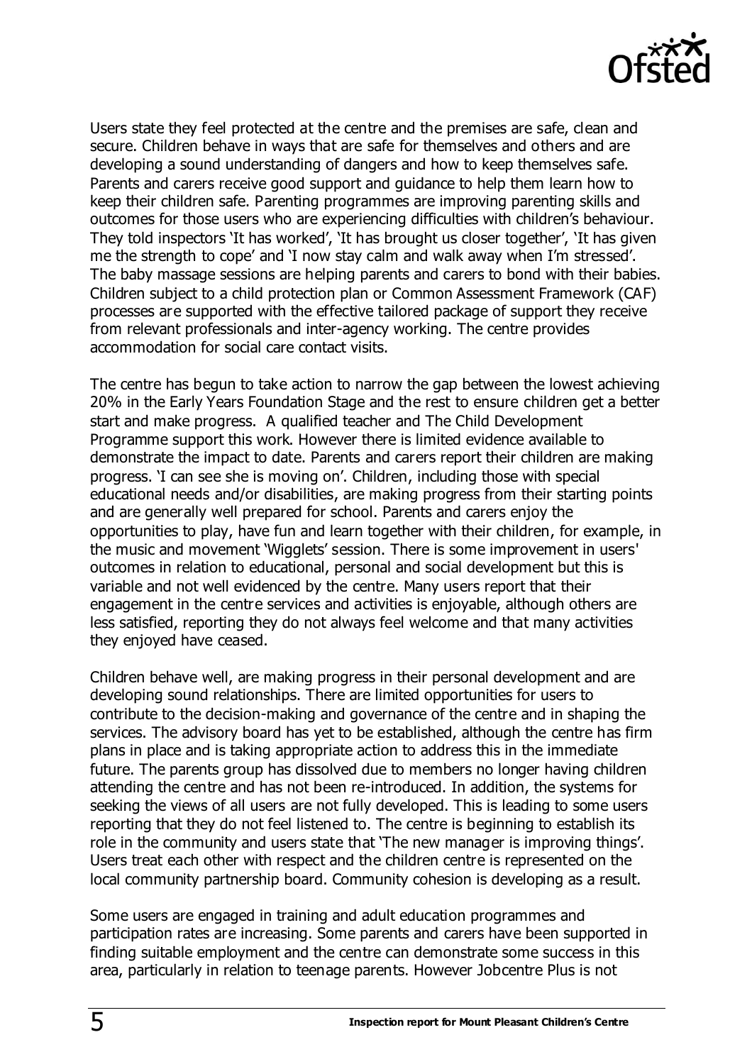Users state they feel protected at the centre and the premises are safe, clean and secure. Children behave in ways that are safe for themselves and others and are developing a sound understanding of dangers and how to keep themselves safe. Parents and carers receive good support and guidance to help them learn how to keep their children safe. Parenting programmes are improving parenting skills and outcomes for those users who are experiencing difficulties with children's behaviour. They told inspectors 'It has worked', 'It has brought us closer together', 'It has given me the strength to cope' and 'I now stay calm and walk away when I'm stressed'. The baby massage sessions are helping parents and carers to bond with their babies. Children subject to a child protection plan or Common Assessment Framework (CAF) processes are supported with the effective tailored package of support they receive from relevant professionals and inter-agency working. The centre provides accommodation for social care contact visits.

The centre has begun to take action to narrow the gap between the lowest achieving 20% in the Early Years Foundation Stage and the rest to ensure children get a better start and make progress. A qualified teacher and The Child Development Programme support this work. However there is limited evidence available to demonstrate the impact to date. Parents and carers report their children are making progress. 'I can see she is moving on'. Children, including those with special educational needs and/or disabilities, are making progress from their starting points and are generally well prepared for school. Parents and carers enjoy the opportunities to play, have fun and learn together with their children, for example, in the music and movement 'Wigglets' session. There is some improvement in users' outcomes in relation to educational, personal and social development but this is variable and not well evidenced by the centre. Many users report that their engagement in the centre services and activities is enjoyable, although others are less satisfied, reporting they do not always feel welcome and that many activities they enjoyed have ceased.

Children behave well, are making progress in their personal development and are developing sound relationships. There are limited opportunities for users to contribute to the decision-making and governance of the centre and in shaping the services. The advisory board has yet to be established, although the centre has firm plans in place and is taking appropriate action to address this in the immediate future. The parents group has dissolved due to members no longer having children attending the centre and has not been re-introduced. In addition, the systems for seeking the views of all users are not fully developed. This is leading to some users reporting that they do not feel listened to. The centre is beginning to establish its role in the community and users state that 'The new manager is improving things'. Users treat each other with respect and the children centre is represented on the local community partnership board. Community cohesion is developing as a result.

Some users are engaged in training and adult education programmes and participation rates are increasing. Some parents and carers have been supported in finding suitable employment and the centre can demonstrate some success in this area, particularly in relation to teenage parents. However Jobcentre Plus is not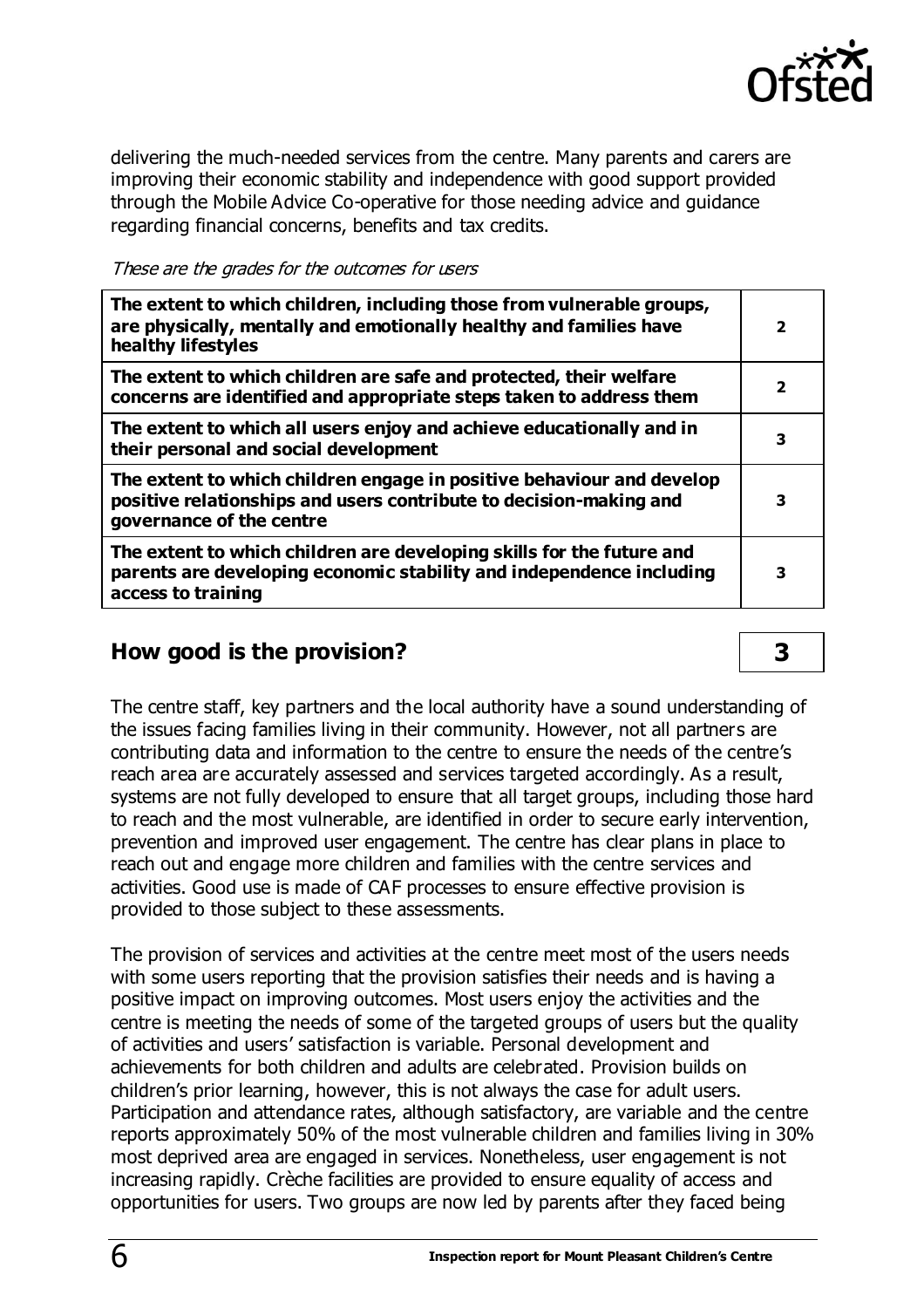delivering the much-needed services from the centre. Many parents and carers are improving their economic stability and independence with good support provided through the Mobile Advice Co-operative for those needing advice and guidance regarding financial concerns, benefits and tax credits.

*These are the grades for the outcomes for users*

| | |
|---|---|
| **The extent to which children, including those from vulnerable groups, are physically, mentally and emotionally healthy and families have healthy lifestyles** | **2** |
| **The extent to which children are safe and protected, their welfare concerns are identified and appropriate steps taken to address them** | **2** |
| **The extent to which all users enjoy and achieve educationally and in their personal and social development** | **3** |
| **The extent to which children engage in positive behaviour and develop positive relationships and users contribute to decision-making and governance of the centre** | **3** |
| **The extent to which children are developing skills for the future and parents are developing economic stability and independence including access to training** | **3** |

## How good is the provision? **3**

The centre staff, key partners and the local authority have a sound understanding of the issues facing families living in their community. However, not all partners are contributing data and information to the centre to ensure the needs of the centre's reach area are accurately assessed and services targeted accordingly. As a result, systems are not fully developed to ensure that all target groups, including those hard to reach and the most vulnerable, are identified in order to secure early intervention, prevention and improved user engagement. The centre has clear plans in place to reach out and engage more children and families with the centre services and activities. Good use is made of CAF processes to ensure effective provision is provided to those subject to these assessments.

The provision of services and activities at the centre meet most of the users needs with some users reporting that the provision satisfies their needs and is having a positive impact on improving outcomes. Most users enjoy the activities and the centre is meeting the needs of some of the targeted groups of users but the quality of activities and users' satisfaction is variable. Personal development and achievements for both children and adults are celebrated. Provision builds on children's prior learning, however, this is not always the case for adult users. Participation and attendance rates, although satisfactory, are variable and the centre reports approximately 50% of the most vulnerable children and families living in 30% most deprived area are engaged in services. Nonetheless, user engagement is not increasing rapidly. Crèche facilities are provided to ensure equality of access and opportunities for users. Two groups are now led by parents after they faced being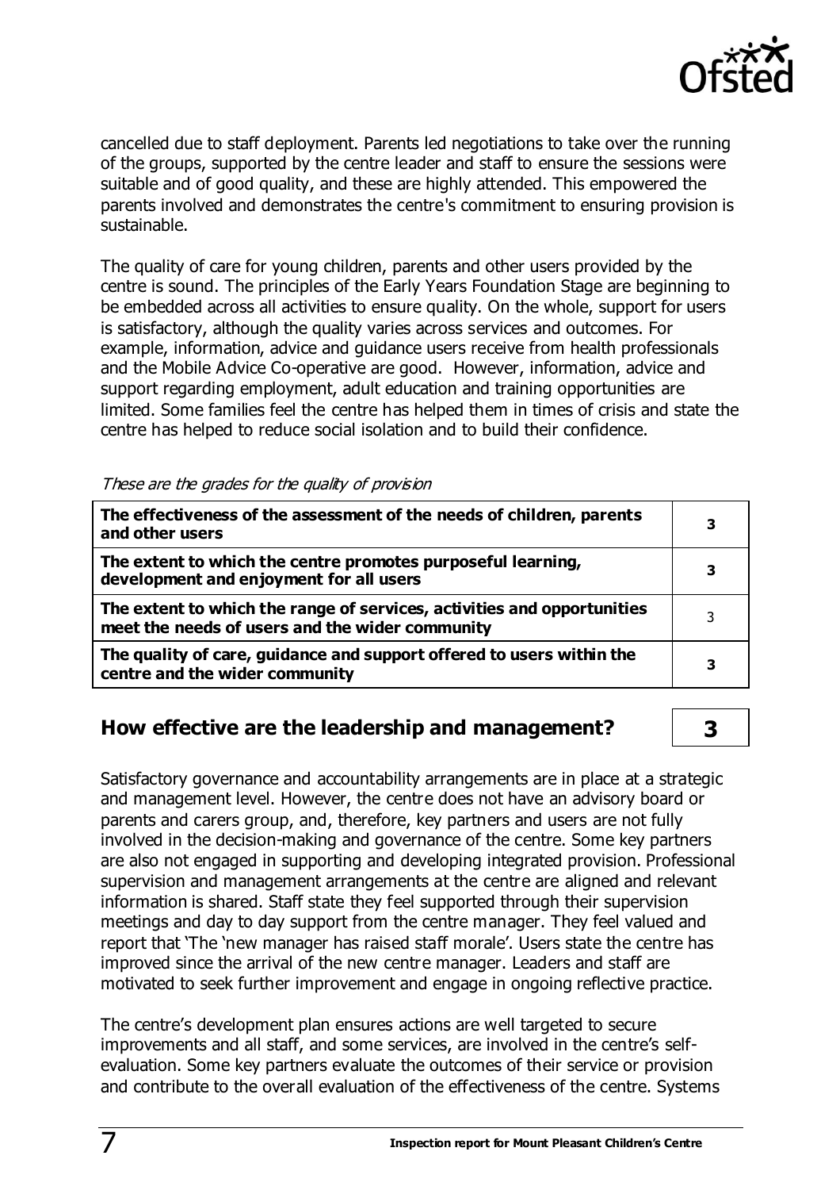cancelled due to staff deployment. Parents led negotiations to take over the running of the groups, supported by the centre leader and staff to ensure the sessions were suitable and of good quality, and these are highly attended. This empowered the parents involved and demonstrates the centre's commitment to ensuring provision is sustainable.

The quality of care for young children, parents and other users provided by the centre is sound. The principles of the Early Years Foundation Stage are beginning to be embedded across all activities to ensure quality. On the whole, support for users is satisfactory, although the quality varies across services and outcomes. For example, information, advice and guidance users receive from health professionals and the Mobile Advice Co-operative are good. However, information, advice and support regarding employment, adult education and training opportunities are limited. Some families feel the centre has helped them in times of crisis and state the centre has helped to reduce social isolation and to build their confidence.

*These are the grades for the quality of provision*

| | |
|---|---|
| **The effectiveness of the assessment of the needs of children, parents and other users** | **3** |
| **The extent to which the centre promotes purposeful learning, development and enjoyment for all users** | **3** |
| **The extent to which the range of services, activities and opportunities meet the needs of users and the wider community** | 3 |
| **The quality of care, guidance and support offered to users within the centre and the wider community** | **3** |

## How effective are the leadership and management? **3**

Satisfactory governance and accountability arrangements are in place at a strategic and management level. However, the centre does not have an advisory board or parents and carers group, and, therefore, key partners and users are not fully involved in the decision-making and governance of the centre. Some key partners are also not engaged in supporting and developing integrated provision. Professional supervision and management arrangements at the centre are aligned and relevant information is shared. Staff state they feel supported through their supervision meetings and day to day support from the centre manager. They feel valued and report that 'The 'new manager has raised staff morale'. Users state the centre has improved since the arrival of the new centre manager. Leaders and staff are motivated to seek further improvement and engage in ongoing reflective practice.

The centre's development plan ensures actions are well targeted to secure improvements and all staff, and some services, are involved in the centre's self-evaluation. Some key partners evaluate the outcomes of their service or provision and contribute to the overall evaluation of the effectiveness of the centre. Systems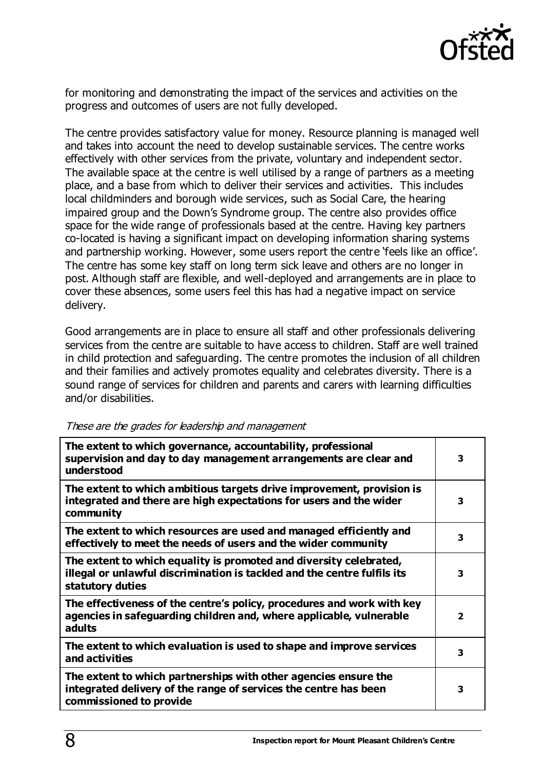for monitoring and demonstrating the impact of the services and activities on the progress and outcomes of users are not fully developed.

The centre provides satisfactory value for money. Resource planning is managed well and takes into account the need to develop sustainable services. The centre works effectively with other services from the private, voluntary and independent sector. The available space at the centre is well utilised by a range of partners as a meeting place, and a base from which to deliver their services and activities. This includes local childminders and borough wide services, such as Social Care, the hearing impaired group and the Down's Syndrome group. The centre also provides office space for the wide range of professionals based at the centre. Having key partners co-located is having a significant impact on developing information sharing systems and partnership working. However, some users report the centre 'feels like an office'. The centre has some key staff on long term sick leave and others are no longer in post. Although staff are flexible, and well-deployed and arrangements are in place to cover these absences, some users feel this has had a negative impact on service delivery.

Good arrangements are in place to ensure all staff and other professionals delivering services from the centre are suitable to have access to children. Staff are well trained in child protection and safeguarding. The centre promotes the inclusion of all children and their families and actively promotes equality and celebrates diversity. There is a sound range of services for children and parents and carers with learning difficulties and/or disabilities.

*These are the grades for leadership and management*

| | |
|---|---|
| **The extent to which governance, accountability, professional supervision and day to day management arrangements are clear and understood** | 3 |
| **The extent to which ambitious targets drive improvement, provision is integrated and there are high expectations for users and the wider community** | 3 |
| **The extent to which resources are used and managed efficiently and effectively to meet the needs of users and the wider community** | 3 |
| **The extent to which equality is promoted and diversity celebrated, illegal or unlawful discrimination is tackled and the centre fulfils its statutory duties** | 3 |
| **The effectiveness of the centre's policy, procedures and work with key agencies in safeguarding children and, where applicable, vulnerable adults** | 2 |
| **The extent to which evaluation is used to shape and improve services and activities** | 3 |
| **The extent to which partnerships with other agencies ensure the integrated delivery of the range of services the centre has been commissioned to provide** | 3 |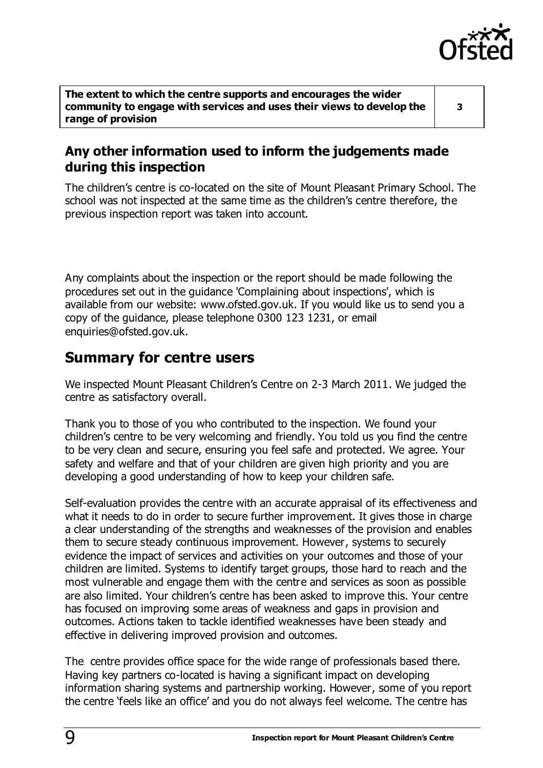| The extent to which the centre supports and encourages the wider community to engage with services and uses their views to develop the range of provision | 3 |
|---|---|

## Any other information used to inform the judgements made during this inspection

The children's centre is co-located on the site of Mount Pleasant Primary School. The school was not inspected at the same time as the children's centre therefore, the previous inspection report was taken into account.

Any complaints about the inspection or the report should be made following the procedures set out in the guidance 'Complaining about inspections', which is available from our website: www.ofsted.gov.uk. If you would like us to send you a copy of the guidance, please telephone 0300 123 1231, or email enquiries@ofsted.gov.uk.

## Summary for centre users

We inspected Mount Pleasant Children's Centre on 2-3 March 2011. We judged the centre as satisfactory overall.

Thank you to those of you who contributed to the inspection. We found your children's centre to be very welcoming and friendly. You told us you find the centre to be very clean and secure, ensuring you feel safe and protected. We agree. Your safety and welfare and that of your children are given high priority and you are developing a good understanding of how to keep your children safe.

Self-evaluation provides the centre with an accurate appraisal of its effectiveness and what it needs to do in order to secure further improvement. It gives those in charge a clear understanding of the strengths and weaknesses of the provision and enables them to secure steady continuous improvement. However, systems to securely evidence the impact of services and activities on your outcomes and those of your children are limited. Systems to identify target groups, those hard to reach and the most vulnerable and engage them with the centre and services as soon as possible are also limited. Your children's centre has been asked to improve this. Your centre has focused on improving some areas of weakness and gaps in provision and outcomes. Actions taken to tackle identified weaknesses have been steady and effective in delivering improved provision and outcomes.

The centre provides office space for the wide range of professionals based there. Having key partners co-located is having a significant impact on developing information sharing systems and partnership working. However, some of you report the centre 'feels like an office' and you do not always feel welcome. The centre has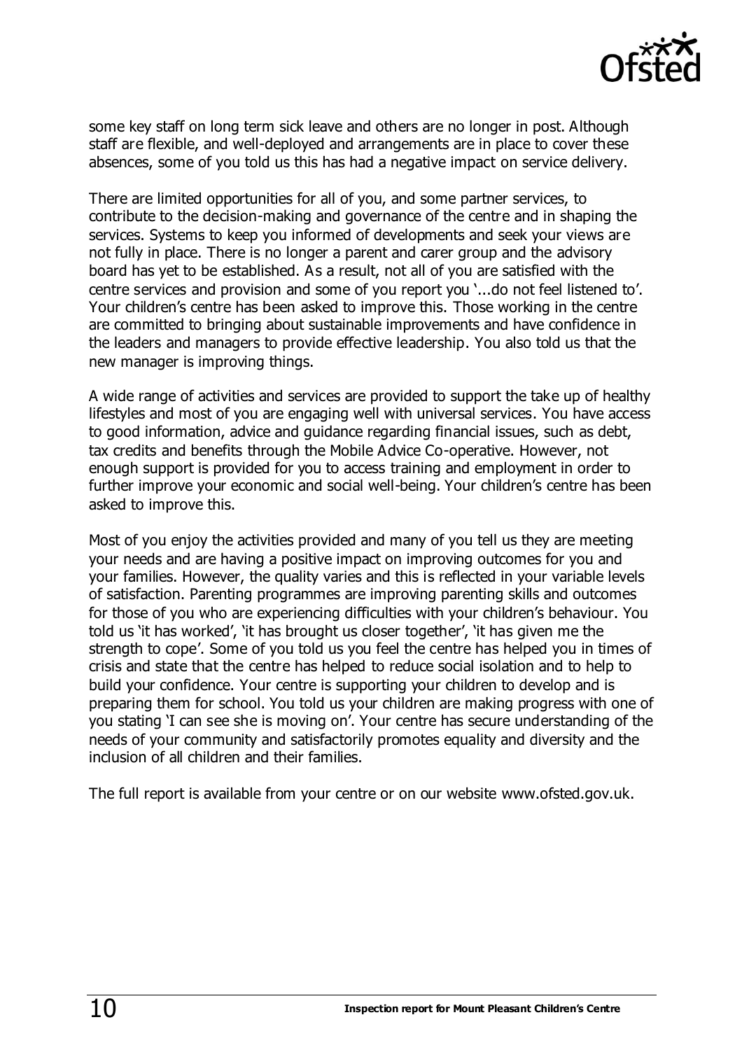some key staff on long term sick leave and others are no longer in post. Although staff are flexible, and well-deployed and arrangements are in place to cover these absences, some of you told us this has had a negative impact on service delivery.

There are limited opportunities for all of you, and some partner services, to contribute to the decision-making and governance of the centre and in shaping the services. Systems to keep you informed of developments and seek your views are not fully in place. There is no longer a parent and carer group and the advisory board has yet to be established. As a result, not all of you are satisfied with the centre services and provision and some of you report you '...do not feel listened to'. Your children's centre has been asked to improve this. Those working in the centre are committed to bringing about sustainable improvements and have confidence in the leaders and managers to provide effective leadership. You also told us that the new manager is improving things.

A wide range of activities and services are provided to support the take up of healthy lifestyles and most of you are engaging well with universal services. You have access to good information, advice and guidance regarding financial issues, such as debt, tax credits and benefits through the Mobile Advice Co-operative. However, not enough support is provided for you to access training and employment in order to further improve your economic and social well-being. Your children's centre has been asked to improve this.

Most of you enjoy the activities provided and many of you tell us they are meeting your needs and are having a positive impact on improving outcomes for you and your families. However, the quality varies and this is reflected in your variable levels of satisfaction. Parenting programmes are improving parenting skills and outcomes for those of you who are experiencing difficulties with your children's behaviour. You told us 'it has worked', 'it has brought us closer together', 'it has given me the strength to cope'. Some of you told us you feel the centre has helped you in times of crisis and state that the centre has helped to reduce social isolation and to help to build your confidence. Your centre is supporting your children to develop and is preparing them for school. You told us your children are making progress with one of you stating 'I can see she is moving on'. Your centre has secure understanding of the needs of your community and satisfactorily promotes equality and diversity and the inclusion of all children and their families.

The full report is available from your centre or on our website www.ofsted.gov.uk.